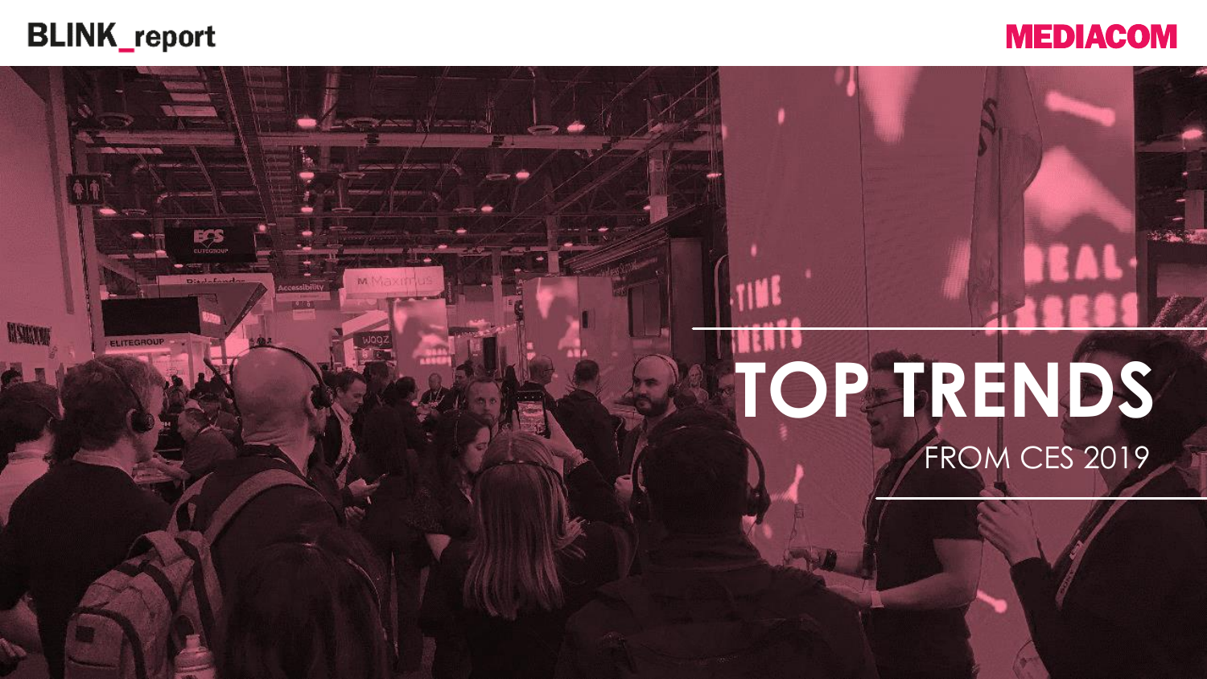BLINK_report

MEDIACOM

# TOP TRENDS

FROM CES 2019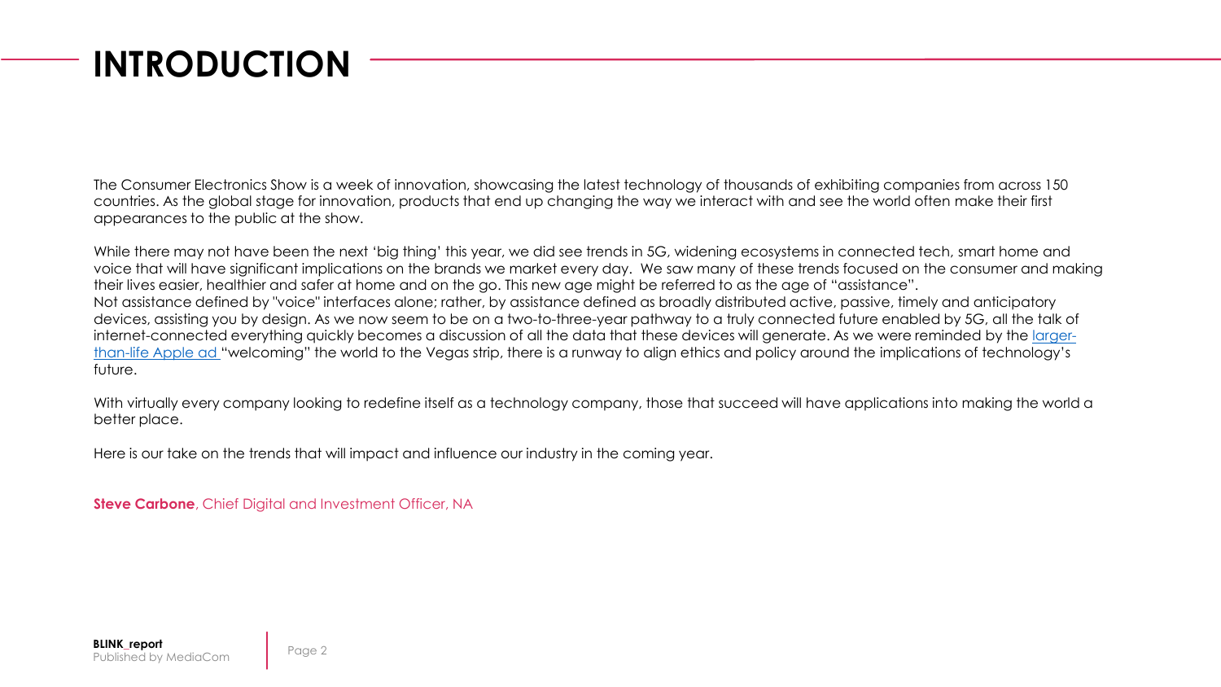# INTRODUCTION

The Consumer Electronics Show is a week of innovation, showcasing the latest technology of thousands of exhibiting companies from across 150 countries. As the global stage for innovation, products that end up changing the way we interact with and see the world often make their first appearances to the public at the show.

While there may not have been the next 'big thing' this year, we did see trends in 5G, widening ecosystems in connected tech, smart home and voice that will have significant implications on the brands we market every day. We saw many of these trends focused on the consumer and making their lives easier, healthier and safer at home and on the go. This new age might be referred to as the age of "assistance".
Not assistance defined by "voice" interfaces alone; rather, by assistance defined as broadly distributed active, passive, timely and anticipatory devices, assisting you by design. As we now seem to be on a two-to-three-year pathway to a truly connected future enabled by 5G, all the talk of internet-connected everything quickly becomes a discussion of all the data that these devices will generate. As we were reminded by the larger-than-life Apple ad "welcoming" the world to the Vegas strip, there is a runway to align ethics and policy around the implications of technology's future.

With virtually every company looking to redefine itself as a technology company, those that succeed will have applications into making the world a better place.

Here is our take on the trends that will impact and influence our industry in the coming year.

**Steve Carbone**, Chief Digital and Investment Officer, NA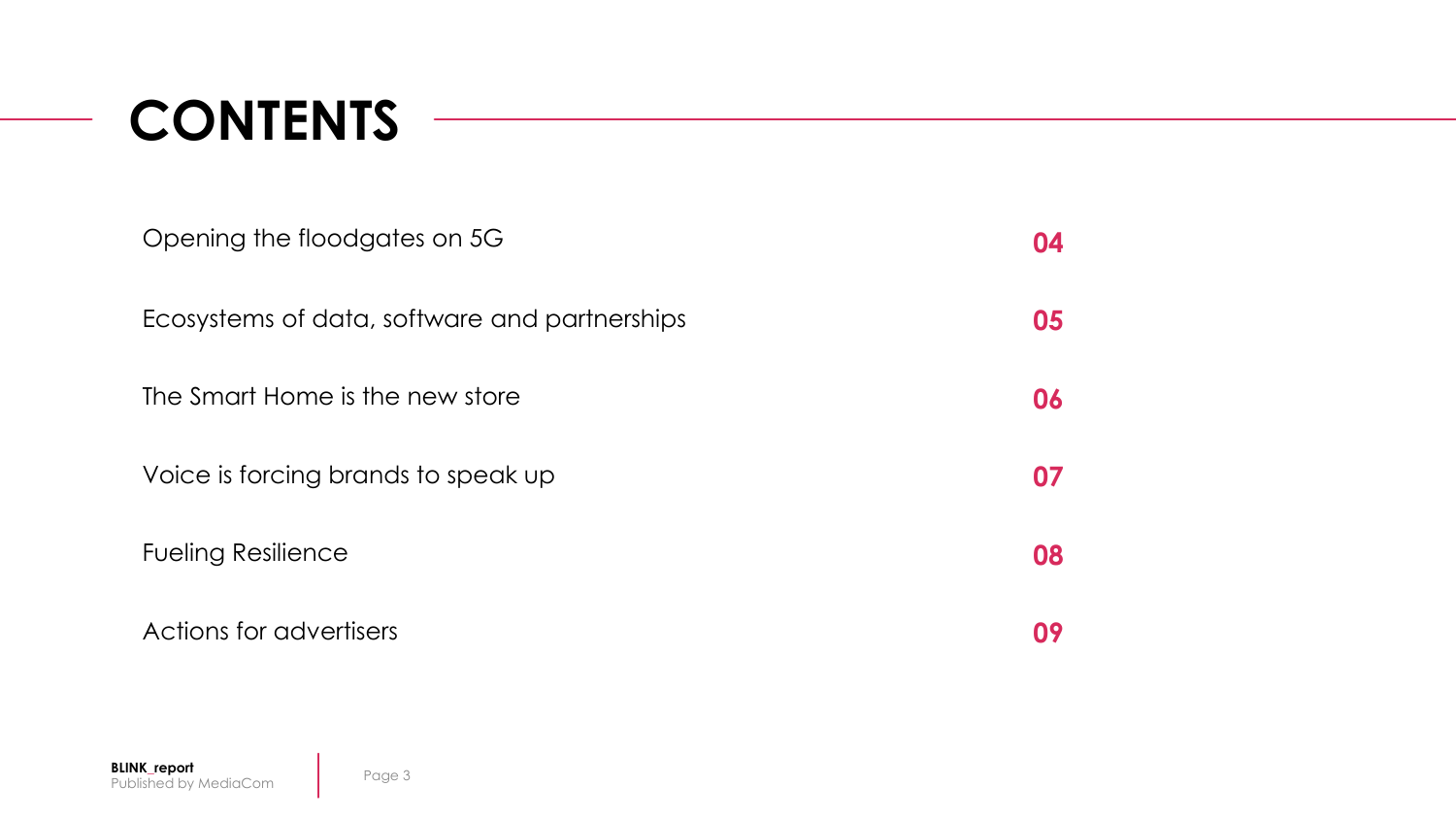# CONTENTS

| | |
|---|---|
| Opening the floodgates on 5G | **04** |
| Ecosystems of data, software and partnerships | **05** |
| The Smart Home is the new store | **06** |
| Voice is forcing brands to speak up | **07** |
| Fueling Resilience | **08** |
| Actions for advertisers | **09** |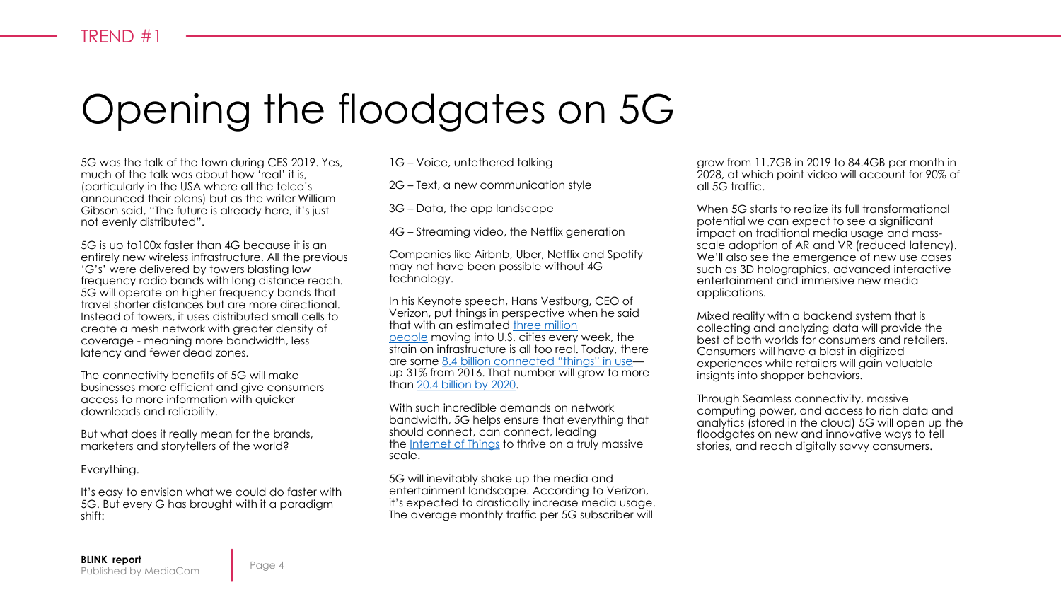TREND #1

# Opening the floodgates on 5G

5G was the talk of the town during CES 2019. Yes, much of the talk was about how 'real' it is, (particularly in the USA where all the telco's announced their plans) but as the writer William Gibson said, "The future is already here, it's just not evenly distributed".

5G is up to100x faster than 4G because it is an entirely new wireless infrastructure. All the previous 'G's' were delivered by towers blasting low frequency radio bands with long distance reach. 5G will operate on higher frequency bands that travel shorter distances but are more directional. Instead of towers, it uses distributed small cells to create a mesh network with greater density of coverage - meaning more bandwidth, less latency and fewer dead zones.

The connectivity benefits of 5G will make businesses more efficient and give consumers access to more information with quicker downloads and reliability.

But what does it really mean for the brands, marketers and storytellers of the world?

Everything.

It's easy to envision what we could do faster with 5G. But every G has brought with it a paradigm shift:

1G – Voice, untethered talking

2G – Text, a new communication style

3G – Data, the app landscape

4G – Streaming video, the Netflix generation

Companies like Airbnb, Uber, Netflix and Spotify may not have been possible without 4G technology.

In his Keynote speech, Hans Vestburg, CEO of Verizon, put things in perspective when he said that with an estimated three million people moving into U.S. cities every week, the strain on infrastructure is all too real. Today, there are some 8.4 billion connected "things" in use—up 31% from 2016. That number will grow to more than 20.4 billion by 2020.

With such incredible demands on network bandwidth, 5G helps ensure that everything that should connect, can connect, leading the Internet of Things to thrive on a truly massive scale.

5G will inevitably shake up the media and entertainment landscape. According to Verizon, it's expected to drastically increase media usage. The average monthly traffic per 5G subscriber will grow from 11.7GB in 2019 to 84.4GB per month in 2028, at which point video will account for 90% of all 5G traffic.

When 5G starts to realize its full transformational potential we can expect to see a significant impact on traditional media usage and mass-scale adoption of AR and VR (reduced latency). We'll also see the emergence of new use cases such as 3D holographics, advanced interactive entertainment and immersive new media applications.

Mixed reality with a backend system that is collecting and analyzing data will provide the best of both worlds for consumers and retailers. Consumers will have a blast in digitized experiences while retailers will gain valuable insights into shopper behaviors.

Through Seamless connectivity, massive computing power, and access to rich data and analytics (stored in the cloud) 5G will open up the floodgates on new and innovative ways to tell stories, and reach digitally savvy consumers.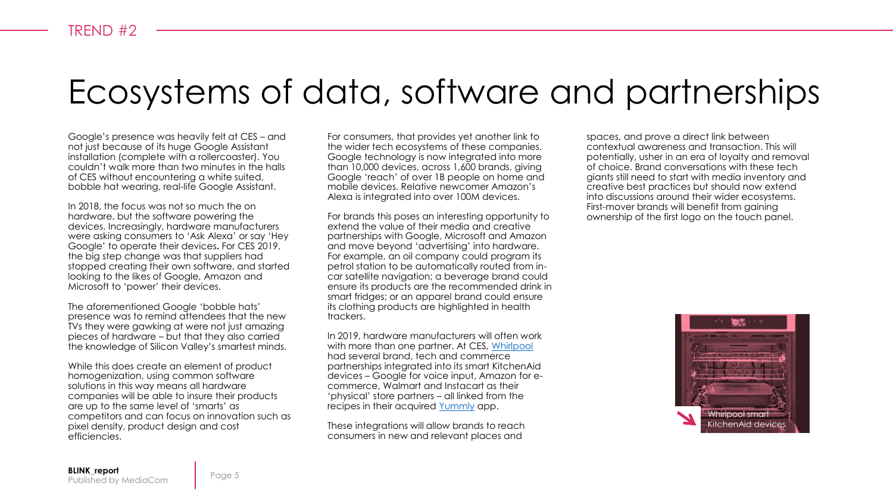TREND #2

# Ecosystems of data, software and partnerships

Google's presence was heavily felt at CES – and not just because of its huge Google Assistant installation (complete with a rollercoaster). You couldn't walk more than two minutes in the halls of CES without encountering a white suited, bobble hat wearing, real-life Google Assistant.

In 2018, the focus was not so much the on hardware, but the software powering the devices. Increasingly, hardware manufacturers were asking consumers to 'Ask Alexa' or say 'Hey Google' to operate their devices. For CES 2019, the big step change was that suppliers had stopped creating their own software, and started looking to the likes of Google, Amazon and Microsoft to 'power' their devices.

The aforementioned Google 'bobble hats' presence was to remind attendees that the new TVs they were gawking at were not just amazing pieces of hardware – but that they also carried the knowledge of Silicon Valley's smartest minds.

While this does create an element of product homogenization, using common software solutions in this way means all hardware companies will be able to insure their products are up to the same level of 'smarts' as competitors and can focus on innovation such as pixel density, product design and cost efficiencies.

For consumers, that provides yet another link to the wider tech ecosystems of these companies. Google technology is now integrated into more than 10,000 devices, across 1,600 brands, giving Google 'reach' of over 1B people on home and mobile devices. Relative newcomer Amazon's Alexa is integrated into over 100M devices.

For brands this poses an interesting opportunity to extend the value of their media and creative partnerships with Google, Microsoft and Amazon and move beyond 'advertising' into hardware. For example, an oil company could program its petrol station to be automatically routed from in-car satellite navigation; a beverage brand could ensure its products are the recommended drink in smart fridges; or an apparel brand could ensure its clothing products are highlighted in health trackers.

In 2019, hardware manufacturers will often work with more than one partner. At CES, Whirlpool had several brand, tech and commerce partnerships integrated into its smart KitchenAid devices – Google for voice input, Amazon for e-commerce, Walmart and Instacart as their 'physical' store partners – all linked from the recipes in their acquired Yummly app.

These integrations will allow brands to reach consumers in new and relevant places and spaces, and prove a direct link between contextual awareness and transaction. This will potentially, usher in an era of loyalty and removal of choice. Brand conversations with these tech giants still need to start with media inventory and creative best practices but should now extend into discussions around their wider ecosystems. First-mover brands will benefit from gaining ownership of the first logo on the touch panel.

Whirlpool smart KitchenAid devices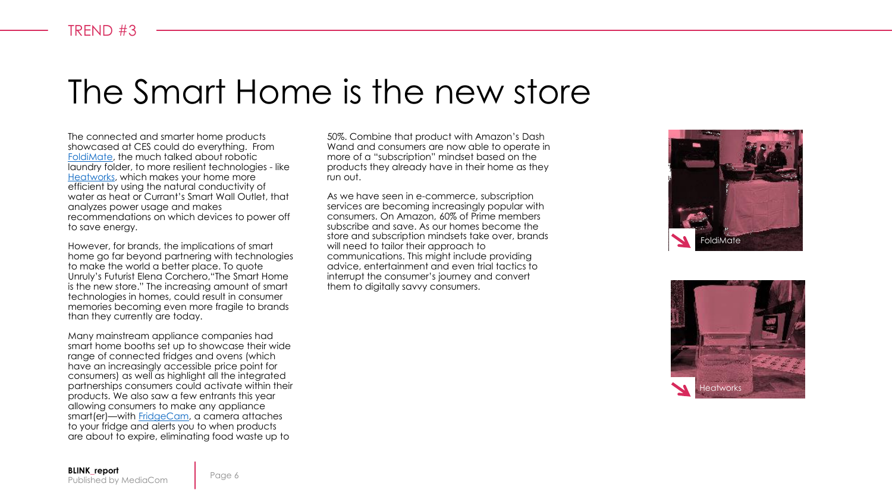TREND #3

# The Smart Home is the new store

The connected and smarter home products showcased at CES could do everything. From FoldiMate, the much talked about robotic laundry folder, to more resilient technologies - like Heatworks, which makes your home more efficient by using the natural conductivity of water as heat or Currant's Smart Wall Outlet, that analyzes power usage and makes recommendations on which devices to power off to save energy.

However, for brands, the implications of smart home go far beyond partnering with technologies to make the world a better place. To quote Unruly's Futurist Elena Corchero,"The Smart Home is the new store." The increasing amount of smart technologies in homes, could result in consumer memories becoming even more fragile to brands than they currently are today.

Many mainstream appliance companies had smart home booths set up to showcase their wide range of connected fridges and ovens (which have an increasingly accessible price point for consumers) as well as highlight all the integrated partnerships consumers could activate within their products. We also saw a few entrants this year allowing consumers to make any appliance smart(er)—with FridgeCam, a camera attaches to your fridge and alerts you to when products are about to expire, eliminating food waste up to 50%. Combine that product with Amazon's Dash Wand and consumers are now able to operate in more of a "subscription" mindset based on the products they already have in their home as they run out.

As we have seen in e-commerce, subscription services are becoming increasingly popular with consumers. On Amazon, 60% of Prime members subscribe and save. As our homes become the store and subscription mindsets take over, brands will need to tailor their approach to communications. This might include providing advice, entertainment and even trial tactics to interrupt the consumer's journey and convert them to digitally savvy consumers.

FoldiMate

Heatworks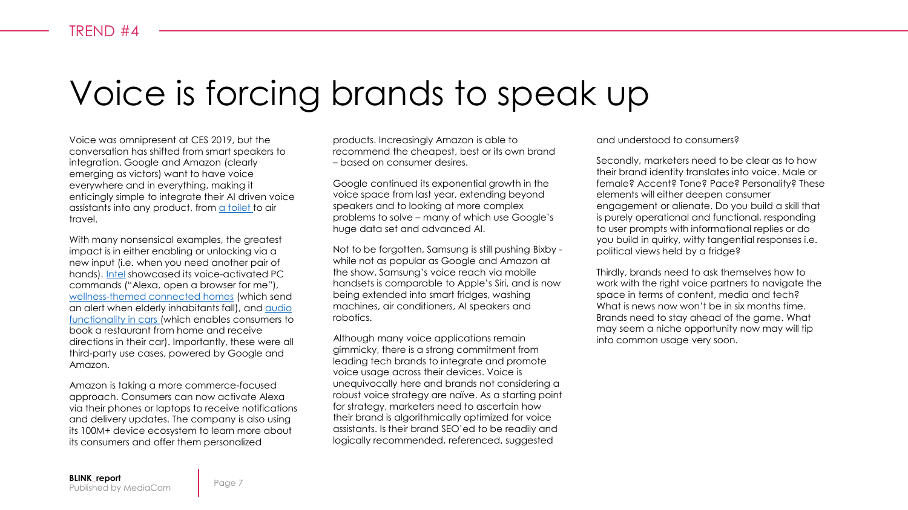TREND #4

# Voice is forcing brands to speak up

Voice was omnipresent at CES 2019, but the conversation has shifted from smart speakers to integration. Google and Amazon (clearly emerging as victors) want to have voice everywhere and in everything, making it enticingly simple to integrate their AI driven voice assistants into any product, from [a toilet](#) to air travel.

With many nonsensical examples, the greatest impact is in either enabling or unlocking via a new input (i.e. when you need another pair of hands). [Intel](#) showcased its voice-activated PC commands ("Alexa, open a browser for me"), [wellness-themed connected homes](#) (which send an alert when elderly inhabitants fall), and [audio functionality in cars](#) (which enables consumers to book a restaurant from home and receive directions in their car). Importantly, these were all third-party use cases, powered by Google and Amazon.

Amazon is taking a more commerce-focused approach. Consumers can now activate Alexa via their phones or laptops to receive notifications and delivery updates. The company is also using its 100M+ device ecosystem to learn more about its consumers and offer them personalized products. Increasingly Amazon is able to recommend the cheapest, best or its own brand – based on consumer desires.

Google continued its exponential growth in the voice space from last year, extending beyond speakers and to looking at more complex problems to solve – many of which use Google's huge data set and advanced AI.

Not to be forgotten, Samsung is still pushing Bixby - while not as popular as Google and Amazon at the show, Samsung's voice reach via mobile handsets is comparable to Apple's Siri, and is now being extended into smart fridges, washing machines, air conditioners, AI speakers and robotics.

Although many voice applications remain gimmicky, there is a strong commitment from leading tech brands to integrate and promote voice usage across their devices. Voice is unequivocally here and brands not considering a robust voice strategy are naïve. As a starting point for strategy, marketers need to ascertain how their brand is algorithmically optimized for voice assistants. Is their brand SEO'ed to be readily and logically recommended, referenced, suggested and understood to consumers?

Secondly, marketers need to be clear as to how their brand identity translates into voice. Male or female? Accent? Tone? Pace? Personality? These elements will either deepen consumer engagement or alienate. Do you build a skill that is purely operational and functional, responding to user prompts with informational replies or do you build in quirky, witty tangential responses i.e. political views held by a fridge?

Thirdly, brands need to ask themselves how to work with the right voice partners to navigate the space in terms of content, media and tech? What is news now won't be in six months time. Brands need to stay ahead of the game. What may seem a niche opportunity now may will tip into common usage very soon.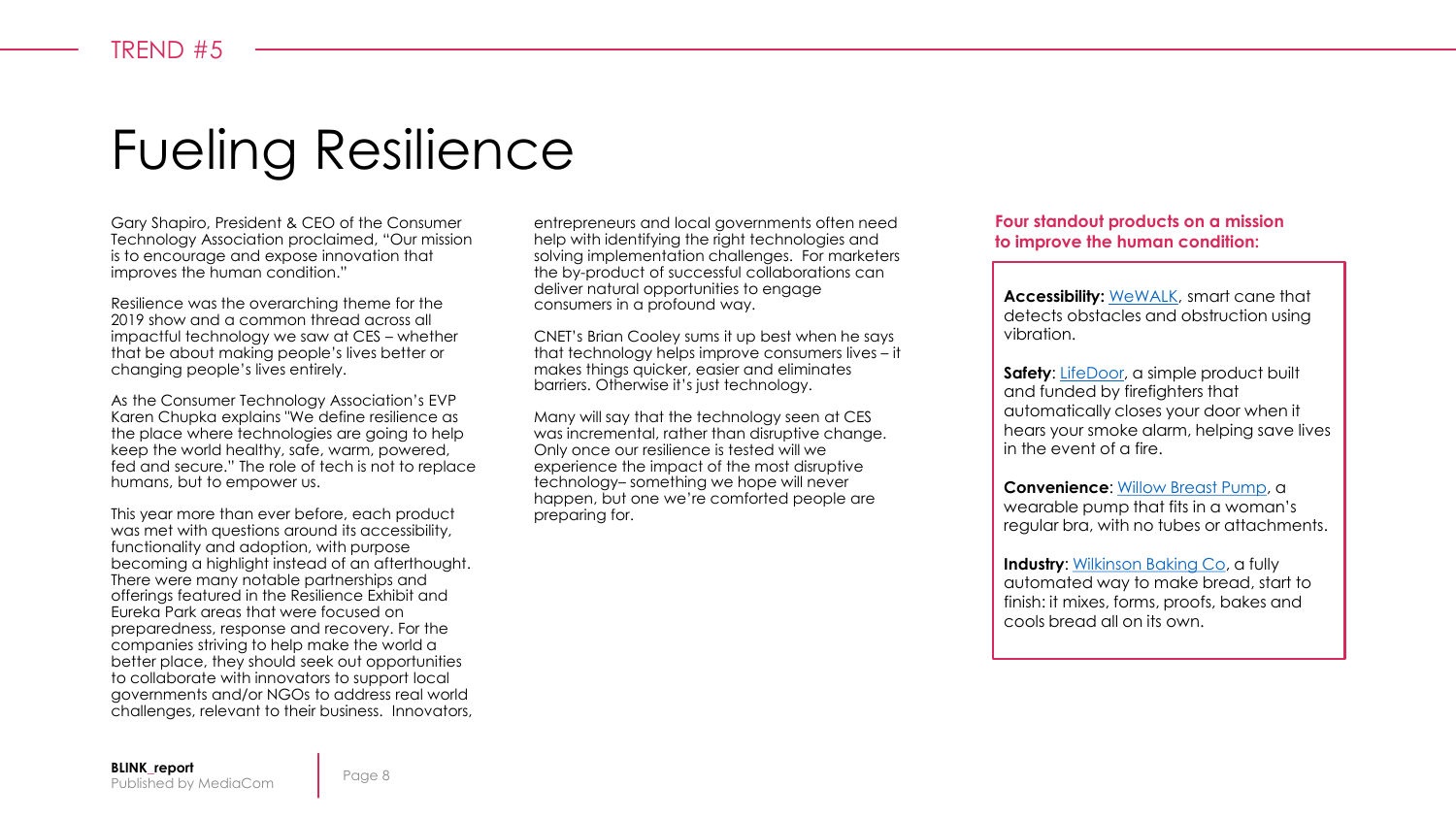TREND #5

# Fueling Resilience

Gary Shapiro, President & CEO of the Consumer Technology Association proclaimed, "Our mission is to encourage and expose innovation that improves the human condition."

Resilience was the overarching theme for the 2019 show and a common thread across all impactful technology we saw at CES – whether that be about making people's lives better or changing people's lives entirely.

As the Consumer Technology Association's EVP Karen Chupka explains "We define resilience as the place where technologies are going to help keep the world healthy, safe, warm, powered, fed and secure." The role of tech is not to replace humans, but to empower us.

This year more than ever before, each product was met with questions around its accessibility, functionality and adoption, with purpose becoming a highlight instead of an afterthought. There were many notable partnerships and offerings featured in the Resilience Exhibit and Eureka Park areas that were focused on preparedness, response and recovery. For the companies striving to help make the world a better place, they should seek out opportunities to collaborate with innovators to support local governments and/or NGOs to address real world challenges, relevant to their business. Innovators, entrepreneurs and local governments often need help with identifying the right technologies and solving implementation challenges. For marketers the by-product of successful collaborations can deliver natural opportunities to engage consumers in a profound way.

CNET's Brian Cooley sums it up best when he says that technology helps improve consumers lives – it makes things quicker, easier and eliminates barriers. Otherwise it's just technology.

Many will say that the technology seen at CES was incremental, rather than disruptive change. Only once our resilience is tested will we experience the impact of the most disruptive technology– something we hope will never happen, but one we're comforted people are preparing for.

**Four standout products on a mission to improve the human condition:**

**Accessibility:** WeWALK, smart cane that detects obstacles and obstruction using vibration.

**Safety**: LifeDoor, a simple product built and funded by firefighters that automatically closes your door when it hears your smoke alarm, helping save lives in the event of a fire.

**Convenience**: Willow Breast Pump, a wearable pump that fits in a woman's regular bra, with no tubes or attachments.

**Industry**: Wilkinson Baking Co, a fully automated way to make bread, start to finish: it mixes, forms, proofs, bakes and cools bread all on its own.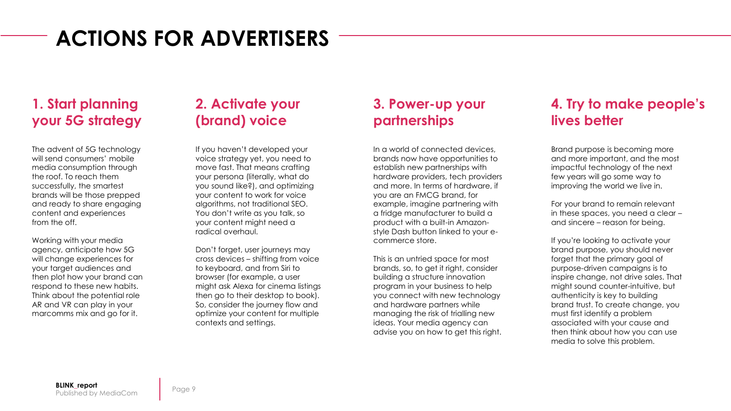# ACTIONS FOR ADVERTISERS

## 1. Start planning your 5G strategy

The advent of 5G technology will send consumers' mobile media consumption through the roof. To reach them successfully, the smartest brands will be those prepped and ready to share engaging content and experiences from the off.

Working with your media agency, anticipate how 5G will change experiences for your target audiences and then plot how your brand can respond to these new habits. Think about the potential role AR and VR can play in your marcomms mix and go for it.

## 2. Activate your (brand) voice

If you haven't developed your voice strategy yet, you need to move fast. That means crafting your persona (literally, what do you sound like?), and optimizing your content to work for voice algorithms, not traditional SEO. You don't write as you talk, so your content might need a radical overhaul.

Don't forget, user journeys may cross devices – shifting from voice to keyboard, and from Siri to browser (for example, a user might ask Alexa for cinema listings then go to their desktop to book). So, consider the journey flow and optimize your content for multiple contexts and settings.

## 3. Power-up your partnerships

In a world of connected devices, brands now have opportunities to establish new partnerships with hardware providers, tech providers and more. In terms of hardware, if you are an FMCG brand, for example, imagine partnering with a fridge manufacturer to build a product with a built-in Amazon-style Dash button linked to your e-commerce store.

This is an untried space for most brands, so, to get it right, consider building a structure innovation program in your business to help you connect with new technology and hardware partners while managing the risk of trialling new ideas. Your media agency can advise you on how to get this right.

## 4. Try to make people's lives better

Brand purpose is becoming more and more important, and the most impactful technology of the next few years will go some way to improving the world we live in.

For your brand to remain relevant in these spaces, you need a clear – and sincere – reason for being.

If you're looking to activate your brand purpose, you should never forget that the primary goal of purpose-driven campaigns is to inspire change, not drive sales. That might sound counter-intuitive, but authenticity is key to building brand trust. To create change, you must first identify a problem associated with your cause and then think about how you can use media to solve this problem.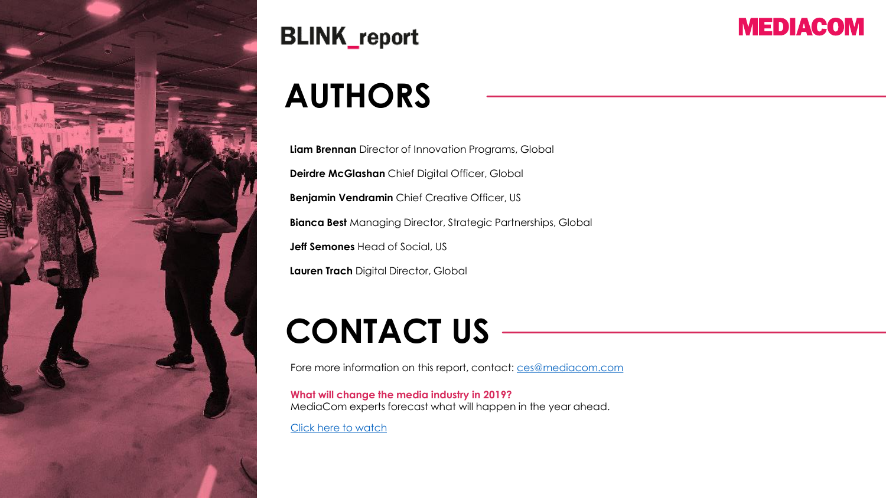BLINK_report

MEDIACOM

# AUTHORS

**Liam Brennan** Director of Innovation Programs, Global

**Deirdre McGlashan** Chief Digital Officer, Global

**Benjamin Vendramin** Chief Creative Officer, US

**Bianca Best** Managing Director, Strategic Partnerships, Global

**Jeff Semones** Head of Social, US

**Lauren Trach** Digital Director, Global

# CONTACT US

Fore more information on this report, contact: ces@mediacom.com

**What will change the media industry in 2019?**
MediaCom experts forecast what will happen in the year ahead.

Click here to watch